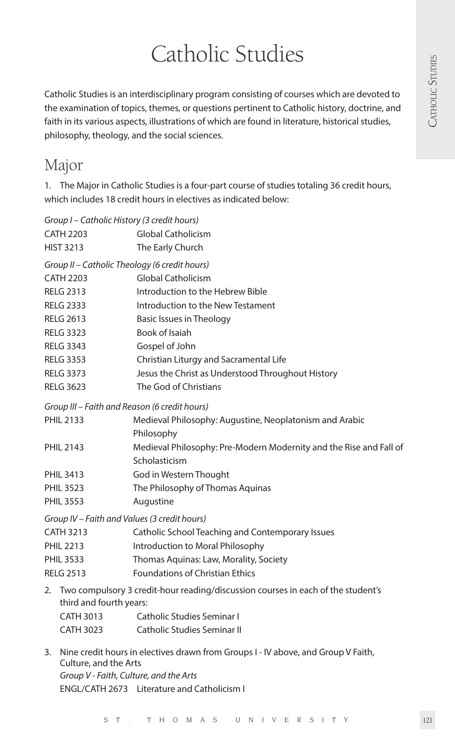# Catholic Studies

Catholic Studies is an interdisciplinary program consisting of courses which are devoted to the examination of topics, themes, or questions pertinent to Catholic history, doctrine, and faith in its various aspects, illustrations of which are found in literature, historical studies, philosophy, theology, and the social sciences.

## Major

1. The Major in Catholic Studies is a four-part course of studies totaling 36 credit hours, which includes 18 credit hours in electives as indicated below:

*Group I – Catholic History (3 credit hours)*

| | |
|---|---|
| CATH 2203 | Global Catholicism |
| HIST 3213 | The Early Church |

*Group II – Catholic Theology (6 credit hours)*

| | |
|---|---|
| CATH 2203 | Global Catholicism |
| RELG 2313 | Introduction to the Hebrew Bible |
| RELG 2333 | Introduction to the New Testament |
| RELG 2613 | Basic Issues in Theology |
| RELG 3323 | Book of Isaiah |
| RELG 3343 | Gospel of John |
| RELG 3353 | Christian Liturgy and Sacramental Life |
| RELG 3373 | Jesus the Christ as Understood Throughout History |
| RELG 3623 | The God of Christians |

*Group III – Faith and Reason (6 credit hours)*

| | |
|---|---|
| PHIL 2133 | Medieval Philosophy: Augustine, Neoplatonism and Arabic Philosophy |
| PHIL 2143 | Medieval Philosophy: Pre-Modern Modernity and the Rise and Fall of Scholasticism |
| PHIL 3413 | God in Western Thought |
| PHIL 3523 | The Philosophy of Thomas Aquinas |
| PHIL 3553 | Augustine |

*Group IV – Faith and Values (3 credit hours)*

| | |
|---|---|
| CATH 3213 | Catholic School Teaching and Contemporary Issues |
| PHIL 2213 | Introduction to Moral Philosophy |
| PHIL 3533 | Thomas Aquinas: Law, Morality, Society |
| RELG 2513 | Foundations of Christian Ethics |

2. Two compulsory 3 credit-hour reading/discussion courses in each of the student's third and fourth years:

| | |
|---|---|
| CATH 3013 | Catholic Studies Seminar I |
| CATH 3023 | Catholic Studies Seminar II |

3. Nine credit hours in electives drawn from Groups I - IV above, and Group V Faith, Culture, and the Arts

*Group V - Faith, Culture, and the Arts*

| | |
|---|---|
| ENGL/CATH 2673 | Literature and Catholicism I |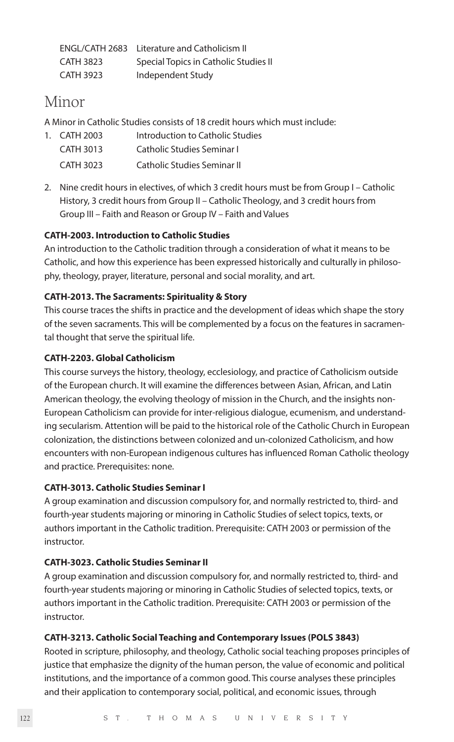| | |
|---|---|
| ENGL/CATH 2683 | Literature and Catholicism II |
| CATH 3823 | Special Topics in Catholic Studies II |
| CATH 3923 | Independent Study |

# Minor

A Minor in Catholic Studies consists of 18 credit hours which must include:

1. CATH 2003 Introduction to Catholic Studies
   CATH 3013 Catholic Studies Seminar I
   CATH 3023 Catholic Studies Seminar II
2. Nine credit hours in electives, of which 3 credit hours must be from Group I – Catholic History, 3 credit hours from Group II – Catholic Theology, and 3 credit hours from Group III – Faith and Reason or Group IV – Faith and Values

**CATH-2003. Introduction to Catholic Studies**

An introduction to the Catholic tradition through a consideration of what it means to be Catholic, and how this experience has been expressed historically and culturally in philosophy, theology, prayer, literature, personal and social morality, and art.

**CATH-2013. The Sacraments: Spirituality & Story**

This course traces the shifts in practice and the development of ideas which shape the story of the seven sacraments. This will be complemented by a focus on the features in sacramental thought that serve the spiritual life.

**CATH-2203. Global Catholicism**

This course surveys the history, theology, ecclesiology, and practice of Catholicism outside of the European church. It will examine the differences between Asian, African, and Latin American theology, the evolving theology of mission in the Church, and the insights non-European Catholicism can provide for inter-religious dialogue, ecumenism, and understanding secularism. Attention will be paid to the historical role of the Catholic Church in European colonization, the distinctions between colonized and un-colonized Catholicism, and how encounters with non-European indigenous cultures has influenced Roman Catholic theology and practice. Prerequisites: none.

**CATH-3013. Catholic Studies Seminar I**

A group examination and discussion compulsory for, and normally restricted to, third- and fourth-year students majoring or minoring in Catholic Studies of select topics, texts, or authors important in the Catholic tradition. Prerequisite: CATH 2003 or permission of the instructor.

**CATH-3023. Catholic Studies Seminar II**

A group examination and discussion compulsory for, and normally restricted to, third- and fourth-year students majoring or minoring in Catholic Studies of selected topics, texts, or authors important in the Catholic tradition. Prerequisite: CATH 2003 or permission of the instructor.

**CATH-3213. Catholic Social Teaching and Contemporary Issues (POLS 3843)**

Rooted in scripture, philosophy, and theology, Catholic social teaching proposes principles of justice that emphasize the dignity of the human person, the value of economic and political institutions, and the importance of a common good. This course analyses these principles and their application to contemporary social, political, and economic issues, through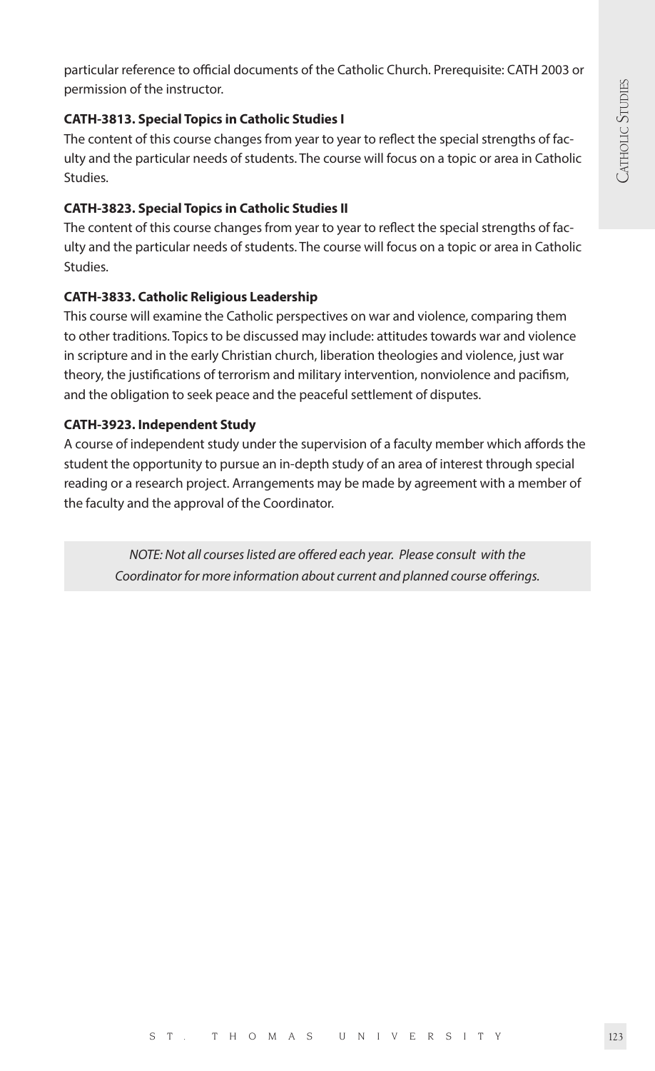particular reference to official documents of the Catholic Church. Prerequisite: CATH 2003 or permission of the instructor.

**CATH-3813. Special Topics in Catholic Studies I**

The content of this course changes from year to year to reflect the special strengths of faculty and the particular needs of students. The course will focus on a topic or area in Catholic Studies.

**CATH-3823. Special Topics in Catholic Studies II**

The content of this course changes from year to year to reflect the special strengths of faculty and the particular needs of students. The course will focus on a topic or area in Catholic Studies.

**CATH-3833. Catholic Religious Leadership**

This course will examine the Catholic perspectives on war and violence, comparing them to other traditions. Topics to be discussed may include: attitudes towards war and violence in scripture and in the early Christian church, liberation theologies and violence, just war theory, the justifications of terrorism and military intervention, nonviolence and pacifism, and the obligation to seek peace and the peaceful settlement of disputes.

**CATH-3923. Independent Study**

A course of independent study under the supervision of a faculty member which affords the student the opportunity to pursue an in-depth study of an area of interest through special reading or a research project. Arrangements may be made by agreement with a member of the faculty and the approval of the Coordinator.

*NOTE: Not all courses listed are offered each year. Please consult with the Coordinator for more information about current and planned course offerings.*